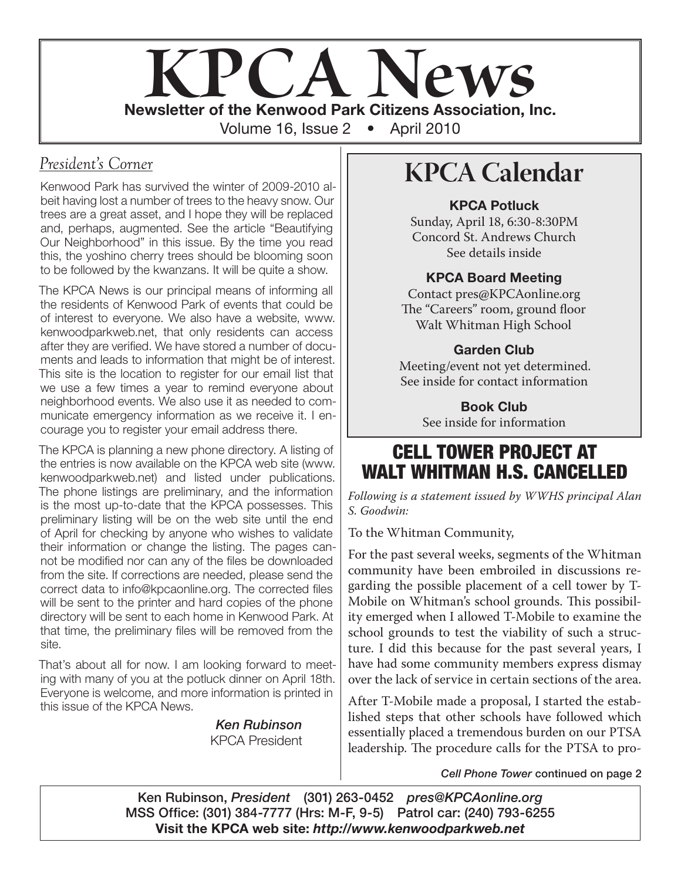# KPCA News

**Newsletter of the Kenwood Park Citizens Association, Inc.**

Volume 16, Issue 2 • April 2010

## *President's Corner*

Kenwood Park has survived the winter of 2009-2010 albeit having lost a number of trees to the heavy snow. Our trees are a great asset, and I hope they will be replaced and, perhaps, augmented. See the article "Beautifying Our Neighborhood" in this issue. By the time you read this, the yoshino cherry trees should be blooming soon to be followed by the kwanzans. It will be quite a show.

The KPCA News is our principal means of informing all the residents of Kenwood Park of events that could be of interest to everyone. We also have a website, www.kenwoodparkweb.net, that only residents can access after they are verified. We have stored a number of documents and leads to information that might be of interest. This site is the location to register for our email list that we use a few times a year to remind everyone about neighborhood events. We also use it as needed to communicate emergency information as we receive it. I encourage you to register your email address there.

The KPCA is planning a new phone directory. A listing of the entries is now available on the KPCA web site (www.kenwoodparkweb.net) and listed under publications. The phone listings are preliminary, and the information is the most up-to-date that the KPCA possesses. This preliminary listing will be on the web site until the end of April for checking by anyone who wishes to validate their information or change the listing. The pages cannot be modified nor can any of the files be downloaded from the site. If corrections are needed, please send the correct data to info@kpcaonline.org. The corrected files will be sent to the printer and hard copies of the phone directory will be sent to each home in Kenwood Park. At that time, the preliminary files will be removed from the site.

That's about all for now. I am looking forward to meeting with many of you at the potluck dinner on April 18th. Everyone is welcome, and more information is printed in this issue of the KPCA News.

*Ken Rubinson*
KPCA President

## KPCA Calendar

**KPCA Potluck**
Sunday, April 18, 6:30-8:30PM
Concord St. Andrews Church
See details inside

**KPCA Board Meeting**
Contact pres@KPCAonline.org
The "Careers" room, ground floor
Walt Whitman High School

**Garden Club**
Meeting/event not yet determined.
See inside for contact information

**Book Club**
See inside for information

## CELL TOWER PROJECT AT WALT WHITMAN H.S. CANCELLED

*Following is a statement issued by WWHS principal Alan S. Goodwin:*

To the Whitman Community,

For the past several weeks, segments of the Whitman community have been embroiled in discussions regarding the possible placement of a cell tower by T-Mobile on Whitman's school grounds. This possibility emerged when I allowed T-Mobile to examine the school grounds to test the viability of such a structure. I did this because for the past several years, I have had some community members express dismay over the lack of service in certain sections of the area.

After T-Mobile made a proposal, I started the established steps that other schools have followed which essentially placed a tremendous burden on our PTSA leadership. The procedure calls for the PTSA to pro-

*Cell Phone Tower* continued on page 2

Ken Rubinson, *President* (301) 263-0452 *pres@KPCAonline.org*
MSS Office: (301) 384-7777 (Hrs: M-F, 9-5) Patrol car: (240) 793-6255
**Visit the KPCA web site: *http://www.kenwoodparkweb.net***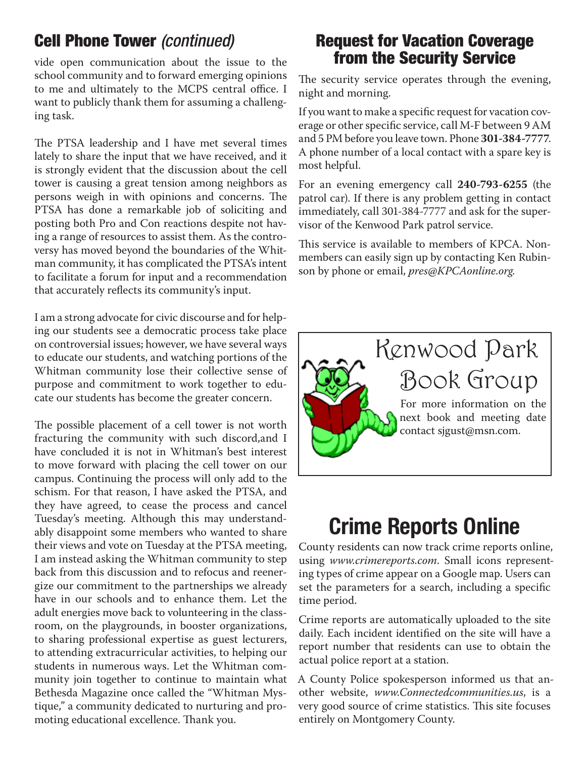## Cell Phone Tower *(continued)*

vide open communication about the issue to the school community and to forward emerging opinions to me and ultimately to the MCPS central office. I want to publicly thank them for assuming a challenging task.

The PTSA leadership and I have met several times lately to share the input that we have received, and it is strongly evident that the discussion about the cell tower is causing a great tension among neighbors as persons weigh in with opinions and concerns. The PTSA has done a remarkable job of soliciting and posting both Pro and Con reactions despite not having a range of resources to assist them. As the controversy has moved beyond the boundaries of the Whitman community, it has complicated the PTSA's intent to facilitate a forum for input and a recommendation that accurately reflects its community's input.

I am a strong advocate for civic discourse and for helping our students see a democratic process take place on controversial issues; however, we have several ways to educate our students, and watching portions of the Whitman community lose their collective sense of purpose and commitment to work together to educate our students has become the greater concern.

The possible placement of a cell tower is not worth fracturing the community with such discord,and I have concluded it is not in Whitman's best interest to move forward with placing the cell tower on our campus. Continuing the process will only add to the schism. For that reason, I have asked the PTSA, and they have agreed, to cease the process and cancel Tuesday's meeting. Although this may understandably disappoint some members who wanted to share their views and vote on Tuesday at the PTSA meeting, I am instead asking the Whitman community to step back from this discussion and to refocus and reenergize our commitment to the partnerships we already have in our schools and to enhance them. Let the adult energies move back to volunteering in the classroom, on the playgrounds, in booster organizations, to sharing professional expertise as guest lecturers, to attending extracurricular activities, to helping our students in numerous ways. Let the Whitman community join together to continue to maintain what Bethesda Magazine once called the "Whitman Mystique," a community dedicated to nurturing and promoting educational excellence. Thank you.

## Request for Vacation Coverage from the Security Service

The security service operates through the evening, night and morning.

If you want to make a specific request for vacation coverage or other specific service, call M-F between 9 AM and 5 PM before you leave town. Phone **301-384-7777**. A phone number of a local contact with a spare key is most helpful.

For an evening emergency call **240-793-6255** (the patrol car). If there is any problem getting in contact immediately, call 301-384-7777 and ask for the supervisor of the Kenwood Park patrol service.

This service is available to members of KPCA. Nonmembers can easily sign up by contacting Ken Rubinson by phone or email, *pres@KPCAonline.org*.

## Kenwood Park Book Group

For more information on the next book and meeting date contact sjgust@msn.com.

# Crime Reports Online

County residents can now track crime reports online, using *www.crimereports.com*. Small icons representing types of crime appear on a Google map. Users can set the parameters for a search, including a specific time period.

Crime reports are automatically uploaded to the site daily. Each incident identified on the site will have a report number that residents can use to obtain the actual police report at a station.

A County Police spokesperson informed us that another website, *www.Connectedcommunities.us*, is a very good source of crime statistics. This site focuses entirely on Montgomery County.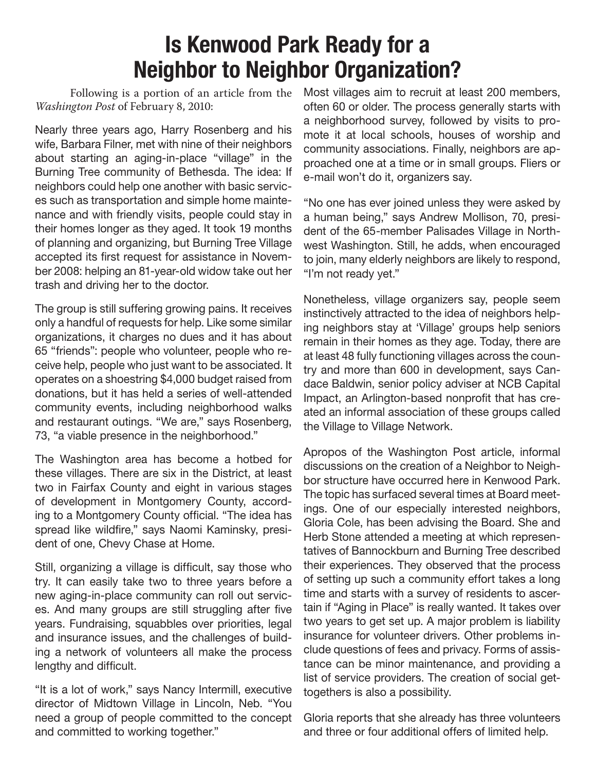# Is Kenwood Park Ready for a Neighbor to Neighbor Organization?

Following is a portion of an article from the *Washington Post* of February 8, 2010:

Nearly three years ago, Harry Rosenberg and his wife, Barbara Filner, met with nine of their neighbors about starting an aging-in-place "village" in the Burning Tree community of Bethesda. The idea: If neighbors could help one another with basic services such as transportation and simple home maintenance and with friendly visits, people could stay in their homes longer as they aged. It took 19 months of planning and organizing, but Burning Tree Village accepted its first request for assistance in November 2008: helping an 81-year-old widow take out her trash and driving her to the doctor.

The group is still suffering growing pains. It receives only a handful of requests for help. Like some similar organizations, it charges no dues and it has about 65 "friends": people who volunteer, people who receive help, people who just want to be associated. It operates on a shoestring $4,000 budget raised from donations, but it has held a series of well-attended community events, including neighborhood walks and restaurant outings. "We are," says Rosenberg, 73, "a viable presence in the neighborhood."

The Washington area has become a hotbed for these villages. There are six in the District, at least two in Fairfax County and eight in various stages of development in Montgomery County, according to a Montgomery County official. "The idea has spread like wildfire," says Naomi Kaminsky, president of one, Chevy Chase at Home.

Still, organizing a village is difficult, say those who try. It can easily take two to three years before a new aging-in-place community can roll out services. And many groups are still struggling after five years. Fundraising, squabbles over priorities, legal and insurance issues, and the challenges of building a network of volunteers all make the process lengthy and difficult.

"It is a lot of work," says Nancy Intermill, executive director of Midtown Village in Lincoln, Neb. "You need a group of people committed to the concept and committed to working together."

Most villages aim to recruit at least 200 members, often 60 or older. The process generally starts with a neighborhood survey, followed by visits to promote it at local schools, houses of worship and community associations. Finally, neighbors are approached one at a time or in small groups. Fliers or e-mail won't do it, organizers say.

"No one has ever joined unless they were asked by a human being," says Andrew Mollison, 70, president of the 65-member Palisades Village in Northwest Washington. Still, he adds, when encouraged to join, many elderly neighbors are likely to respond, "I'm not ready yet."

Nonetheless, village organizers say, people seem instinctively attracted to the idea of neighbors helping neighbors stay at 'Village' groups help seniors remain in their homes as they age. Today, there are at least 48 fully functioning villages across the country and more than 600 in development, says Candace Baldwin, senior policy adviser at NCB Capital Impact, an Arlington-based nonprofit that has created an informal association of these groups called the Village to Village Network.

Apropos of the Washington Post article, informal discussions on the creation of a Neighbor to Neighbor structure have occurred here in Kenwood Park. The topic has surfaced several times at Board meetings. One of our especially interested neighbors, Gloria Cole, has been advising the Board. She and Herb Stone attended a meeting at which representatives of Bannockburn and Burning Tree described their experiences. They observed that the process of setting up such a community effort takes a long time and starts with a survey of residents to ascertain if "Aging in Place" is really wanted. It takes over two years to get set up. A major problem is liability insurance for volunteer drivers. Other problems include questions of fees and privacy. Forms of assistance can be minor maintenance, and providing a list of service providers. The creation of social get-togethers is also a possibility.

Gloria reports that she already has three volunteers and three or four additional offers of limited help.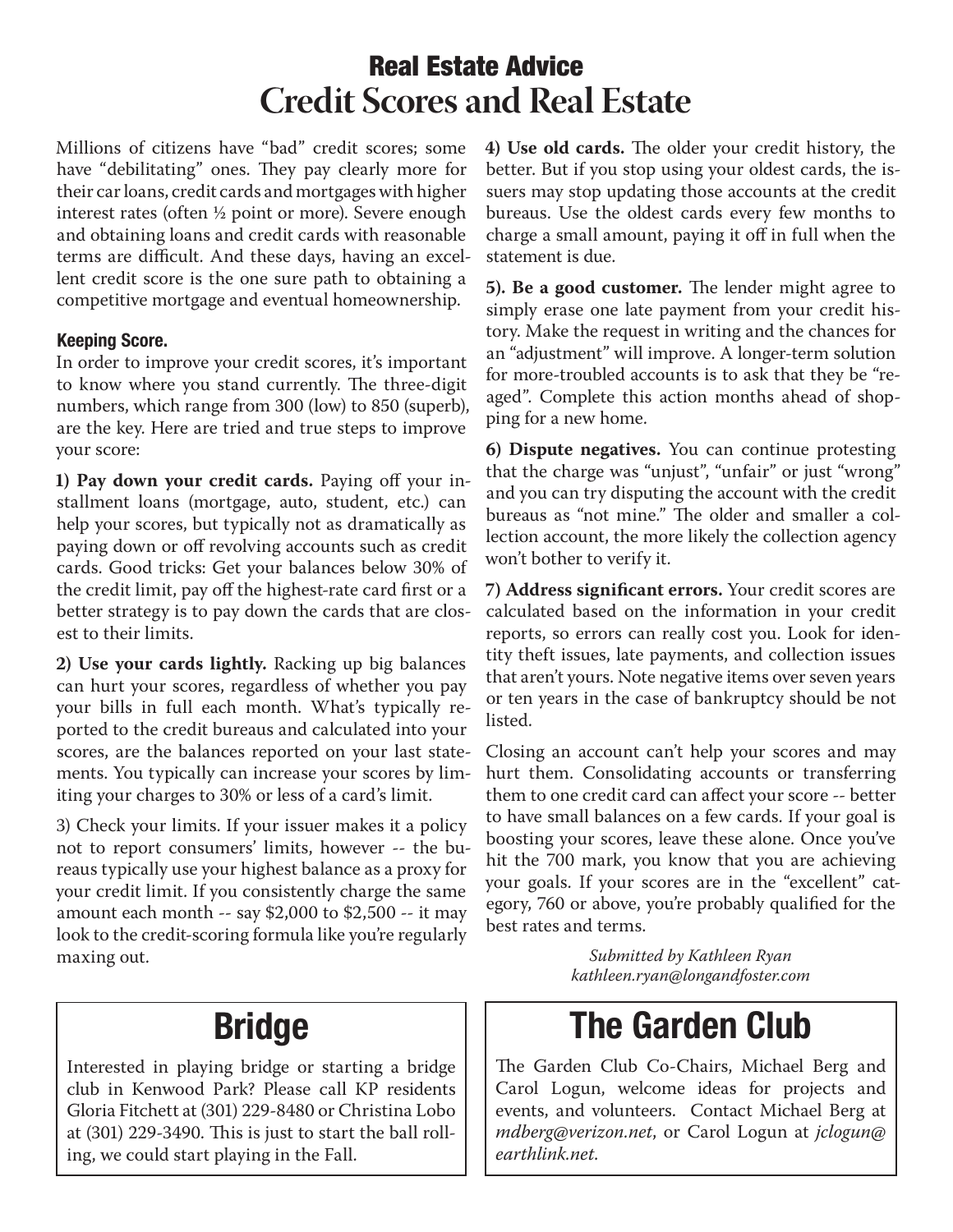## Real Estate Advice

# Credit Scores and Real Estate

Millions of citizens have "bad" credit scores; some have "debilitating" ones. They pay clearly more for their car loans, credit cards and mortgages with higher interest rates (often ½ point or more). Severe enough and obtaining loans and credit cards with reasonable terms are difficult. And these days, having an excellent credit score is the one sure path to obtaining a competitive mortgage and eventual homeownership.

### Keeping Score.

In order to improve your credit scores, it's important to know where you stand currently. The three-digit numbers, which range from 300 (low) to 850 (superb), are the key. Here are tried and true steps to improve your score:

**1) Pay down your credit cards.** Paying off your installment loans (mortgage, auto, student, etc.) can help your scores, but typically not as dramatically as paying down or off revolving accounts such as credit cards. Good tricks: Get your balances below 30% of the credit limit, pay off the highest-rate card first or a better strategy is to pay down the cards that are closest to their limits.

**2) Use your cards lightly.** Racking up big balances can hurt your scores, regardless of whether you pay your bills in full each month. What's typically reported to the credit bureaus and calculated into your scores, are the balances reported on your last statements. You typically can increase your scores by limiting your charges to 30% or less of a card's limit.

3) Check your limits. If your issuer makes it a policy not to report consumers' limits, however -- the bureaus typically use your highest balance as a proxy for your credit limit. If you consistently charge the same amount each month -- say $2,000 to $2,500 -- it may look to the credit-scoring formula like you're regularly maxing out.

**4) Use old cards.** The older your credit history, the better. But if you stop using your oldest cards, the issuers may stop updating those accounts at the credit bureaus. Use the oldest cards every few months to charge a small amount, paying it off in full when the statement is due.

**5). Be a good customer.** The lender might agree to simply erase one late payment from your credit history. Make the request in writing and the chances for an "adjustment" will improve. A longer-term solution for more-troubled accounts is to ask that they be "re-aged". Complete this action months ahead of shopping for a new home.

**6) Dispute negatives.** You can continue protesting that the charge was "unjust", "unfair" or just "wrong" and you can try disputing the account with the credit bureaus as "not mine." The older and smaller a collection account, the more likely the collection agency won't bother to verify it.

**7) Address significant errors.** Your credit scores are calculated based on the information in your credit reports, so errors can really cost you. Look for identity theft issues, late payments, and collection issues that aren't yours. Note negative items over seven years or ten years in the case of bankruptcy should be not listed.

Closing an account can't help your scores and may hurt them. Consolidating accounts or transferring them to one credit card can affect your score -- better to have small balances on a few cards. If your goal is boosting your scores, leave these alone. Once you've hit the 700 mark, you know that you are achieving your goals. If your scores are in the "excellent" category, 760 or above, you're probably qualified for the best rates and terms.

*Submitted by Kathleen Ryan*
*kathleen.ryan@longandfoster.com*

# Bridge

Interested in playing bridge or starting a bridge club in Kenwood Park? Please call KP residents Gloria Fitchett at (301) 229-8480 or Christina Lobo at (301) 229-3490. This is just to start the ball rolling, we could start playing in the Fall.

# The Garden Club

The Garden Club Co-Chairs, Michael Berg and Carol Logun, welcome ideas for projects and events, and volunteers. Contact Michael Berg at *mdberg@verizon.net*, or Carol Logun at *jclogun@earthlink.net.*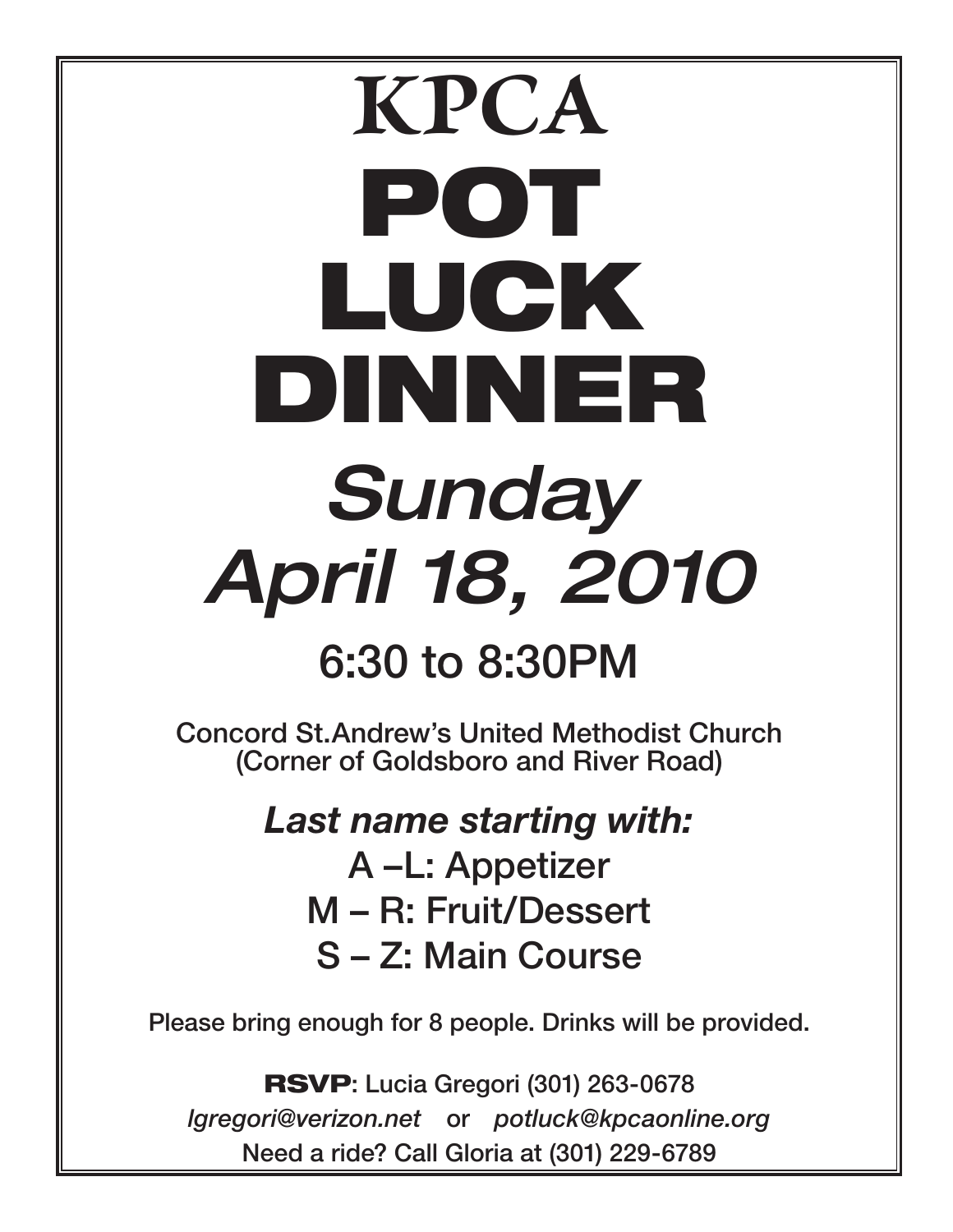# KPCA

# POT LUCK DINNER

## *Sunday April 18, 2010*

## 6:30 to 8:30PM

**Concord St.Andrew's United Methodist Church**
**(Corner of Goldsboro and River Road)**

### ***Last name starting with:***

A –L: Appetizer

M – R: Fruit/Dessert

S – Z: Main Course

**Please bring enough for 8 people. Drinks will be provided.**

**RSVP: Lucia Gregori (301) 263-0678**
*lgregori@verizon.net* or *potluck@kpcaonline.org*
**Need a ride? Call Gloria at (301) 229-6789**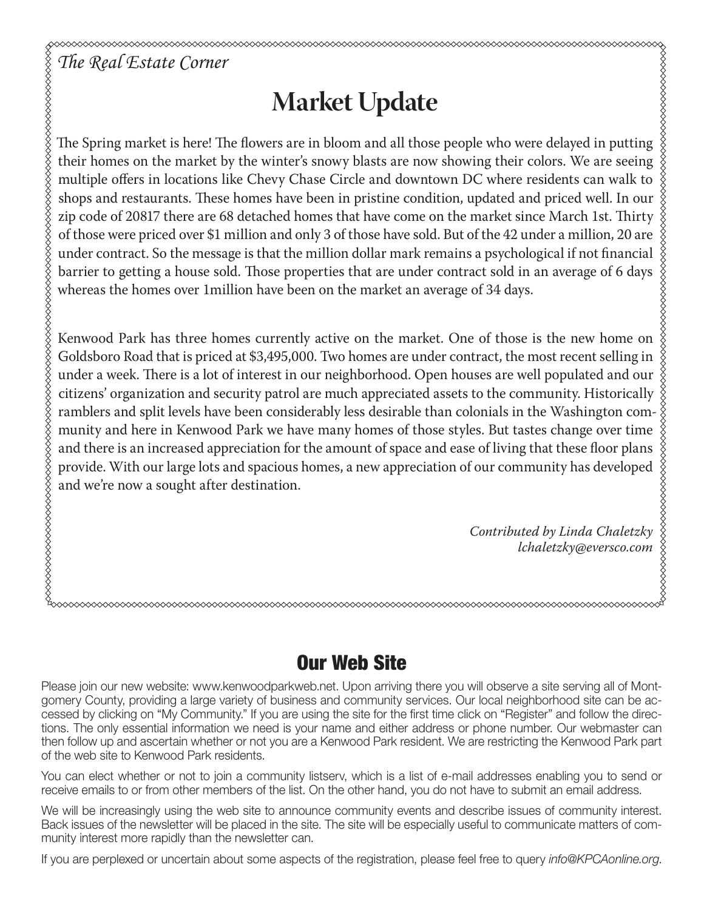*The Real Estate Corner*

# Market Update

The Spring market is here! The flowers are in bloom and all those people who were delayed in putting their homes on the market by the winter's snowy blasts are now showing their colors. We are seeing multiple offers in locations like Chevy Chase Circle and downtown DC where residents can walk to shops and restaurants. These homes have been in pristine condition, updated and priced well. In our zip code of 20817 there are 68 detached homes that have come on the market since March 1st. Thirty of those were priced over $1 million and only 3 of those have sold. But of the 42 under a million, 20 are under contract. So the message is that the million dollar mark remains a psychological if not financial barrier to getting a house sold. Those properties that are under contract sold in an average of 6 days whereas the homes over 1million have been on the market an average of 34 days.

Kenwood Park has three homes currently active on the market. One of those is the new home on Goldsboro Road that is priced at $3,495,000. Two homes are under contract, the most recent selling in under a week. There is a lot of interest in our neighborhood. Open houses are well populated and our citizens' organization and security patrol are much appreciated assets to the community. Historically ramblers and split levels have been considerably less desirable than colonials in the Washington community and here in Kenwood Park we have many homes of those styles. But tastes change over time and there is an increased appreciation for the amount of space and ease of living that these floor plans provide. With our large lots and spacious homes, a new appreciation of our community has developed and we're now a sought after destination.

*Contributed by Linda Chaletzky*
*lchaletzky@eversco.com*

## Our Web Site

Please join our new website: www.kenwoodparkweb.net. Upon arriving there you will observe a site serving all of Montgomery County, providing a large variety of business and community services. Our local neighborhood site can be accessed by clicking on "My Community." If you are using the site for the first time click on "Register" and follow the directions. The only essential information we need is your name and either address or phone number. Our webmaster can then follow up and ascertain whether or not you are a Kenwood Park resident. We are restricting the Kenwood Park part of the web site to Kenwood Park residents.

You can elect whether or not to join a community listserv, which is a list of e-mail addresses enabling you to send or receive emails to or from other members of the list. On the other hand, you do not have to submit an email address.

We will be increasingly using the web site to announce community events and describe issues of community interest. Back issues of the newsletter will be placed in the site. The site will be especially useful to communicate matters of community interest more rapidly than the newsletter can.

If you are perplexed or uncertain about some aspects of the registration, please feel free to query *info@KPCAonline.org*.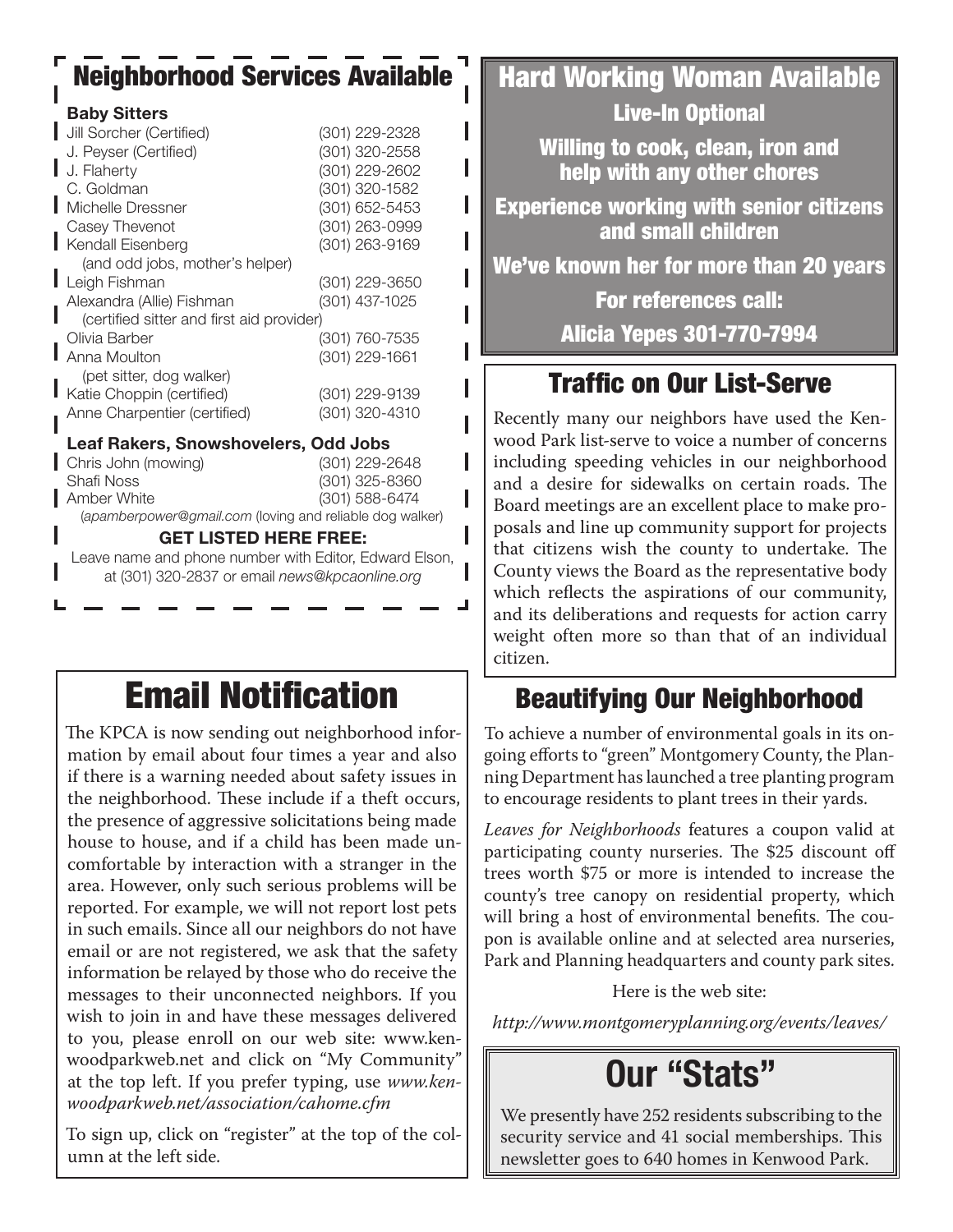## Neighborhood Services Available

### Baby Sitters

| Name | Phone |
|---|---|
| Jill Sorcher (Certified) | (301) 229-2328 |
| J. Peyser (Certified) | (301) 320-2558 |
| J. Flaherty | (301) 229-2602 |
| C. Goldman | (301) 320-1582 |
| Michelle Dressner | (301) 652-5453 |
| Casey Thevenot | (301) 263-0999 |
| Kendall Eisenberg (and odd jobs, mother's helper) | (301) 263-9169 |
| Leigh Fishman | (301) 229-3650 |
| Alexandra (Allie) Fishman (certified sitter and first aid provider) | (301) 437-1025 |
| Olivia Barber | (301) 760-7535 |
| Anna Moulton (pet sitter, dog walker) | (301) 229-1661 |
| Katie Choppin (certified) | (301) 229-9139 |
| Anne Charpentier (certified) | (301) 320-4310 |

### Leaf Rakers, Snowshovelers, Odd Jobs

| Name | Phone |
|---|---|
| Chris John (mowing) | (301) 229-2648 |
| Shafi Noss | (301) 325-8360 |
| Amber White (*apamberpower@gmail.com* (loving and reliable dog walker) | (301) 588-6474 |

**GET LISTED HERE FREE:**

Leave name and phone number with Editor, Edward Elson, at (301) 320-2837 or email *news@kpcaonline.org*

## Hard Working Woman Available

**Live-In Optional**

**Willing to cook, clean, iron and help with any other chores**

**Experience working with senior citizens and small children**

**We've known her for more than 20 years**

**For references call:**

**Alicia Yepes 301-770-7994**

## Traffic on Our List-Serve

Recently many our neighbors have used the Kenwood Park list-serve to voice a number of concerns including speeding vehicles in our neighborhood and a desire for sidewalks on certain roads. The Board meetings are an excellent place to make proposals and line up community support for projects that citizens wish the county to undertake. The County views the Board as the representative body which reflects the aspirations of our community, and its deliberations and requests for action carry weight often more so than that of an individual citizen.

## Email Notification

The KPCA is now sending out neighborhood information by email about four times a year and also if there is a warning needed about safety issues in the neighborhood. These include if a theft occurs, the presence of aggressive solicitations being made house to house, and if a child has been made uncomfortable by interaction with a stranger in the area. However, only such serious problems will be reported. For example, we will not report lost pets in such emails. Since all our neighbors do not have email or are not registered, we ask that the safety information be relayed by those who do receive the messages to their unconnected neighbors. If you wish to join in and have these messages delivered to you, please enroll on our web site: www.kenwoodparkweb.net and click on "My Community" at the top left. If you prefer typing, use *www.kenwoodparkweb.net/association/cahome.cfm*

To sign up, click on "register" at the top of the column at the left side.

## Beautifying Our Neighborhood

To achieve a number of environmental goals in its ongoing efforts to "green" Montgomery County, the Planning Department has launched a tree planting program to encourage residents to plant trees in their yards.

*Leaves for Neighborhoods* features a coupon valid at participating county nurseries. The $25 discount off trees worth $75 or more is intended to increase the county's tree canopy on residential property, which will bring a host of environmental benefits. The coupon is available online and at selected area nurseries, Park and Planning headquarters and county park sites.

Here is the web site:

*http://www.montgomeryplanning.org/events/leaves/*

## Our "Stats"

We presently have 252 residents subscribing to the security service and 41 social memberships. This newsletter goes to 640 homes in Kenwood Park.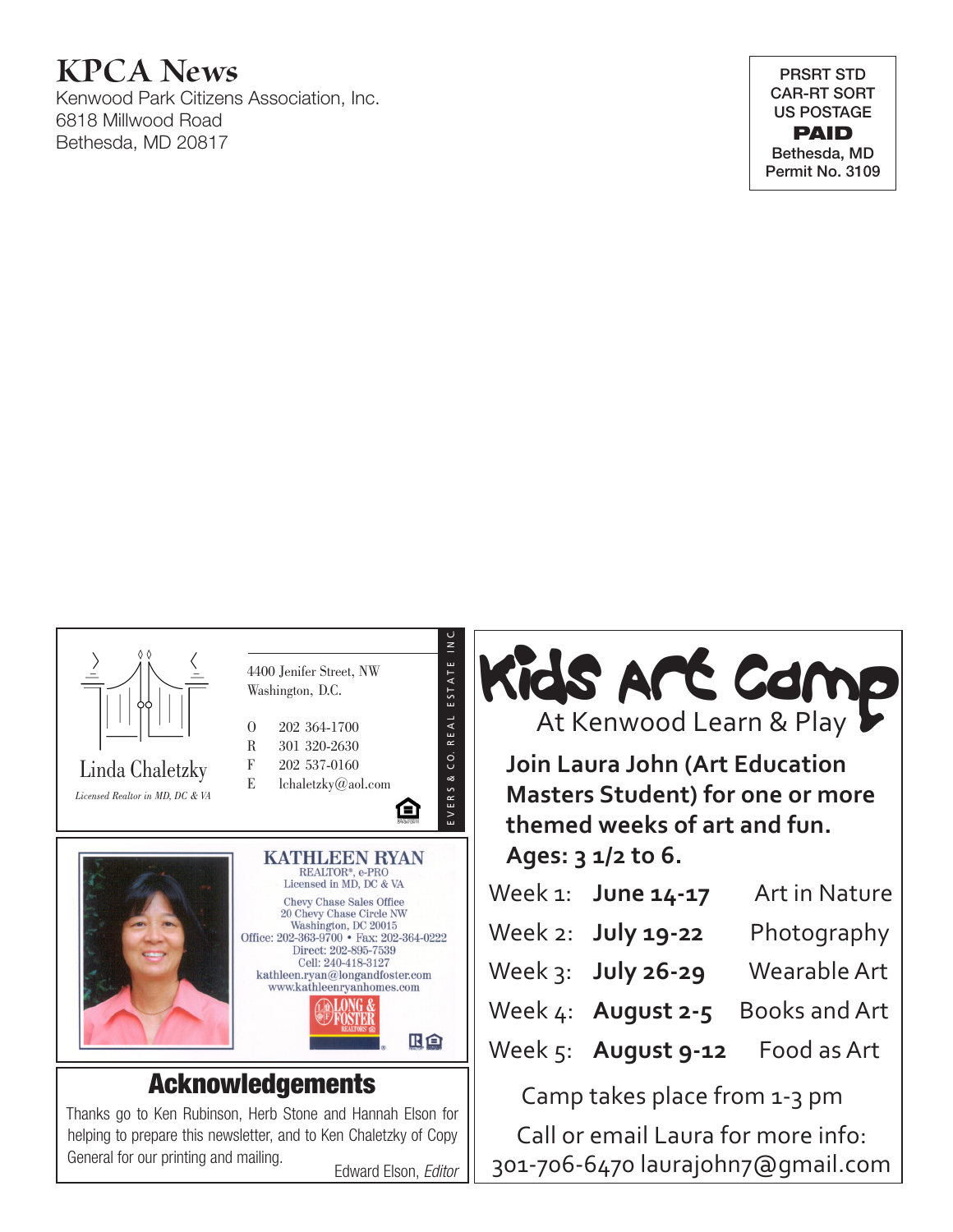# KPCA News

Kenwood Park Citizens Association, Inc.
6818 Millwood Road
Bethesda, MD 20817

PRSRT STD
CAR-RT SORT
US POSTAGE
**PAID**
Bethesda, MD
Permit No. 3109

Linda Chaletzky
*Licensed Realtor in MD, DC & VA*

4400 Jenifer Street, NW
Washington, D.C.

O 202 364-1700
R 301 320-2630
F 202 537-0160
E lchaletzky@aol.com

EVERS & CO. REAL ESTATE INC

**KATHLEEN RYAN**
REALTOR®, e-PRO
Licensed in MD, DC & VA
Chevy Chase Sales Office
20 Chevy Chase Circle NW
Washington, DC 20015
Office: 202-363-9700 • Fax: 202-364-0222
Direct: 202-895-7539
Cell: 240-418-3127
kathleen.ryan@longandfoster.com
www.kathleenryanhomes.com

LONG & FOSTER REALTORS

## Acknowledgements

Thanks go to Ken Rubinson, Herb Stone and Hannah Elson for helping to prepare this newsletter, and to Ken Chaletzky of Copy General for our printing and mailing.

Edward Elson, *Editor*

# Kids Art Camp

At Kenwood Learn & Play

**Join Laura John (Art Education Masters Student) for one or more themed weeks of art and fun.**
**Ages: 3 1/2 to 6.**

| | | |
|---|---|---|
| Week 1: | **June 14-17** | Art in Nature |
| Week 2: | **July 19-22** | Photography |
| Week 3: | **July 26-29** | Wearable Art |
| Week 4: | **August 2-5** | Books and Art |
| Week 5: | **August 9-12** | Food as Art |

Camp takes place from 1-3 pm

Call or email Laura for more info:
301-706-6470 laurajohn7@gmail.com